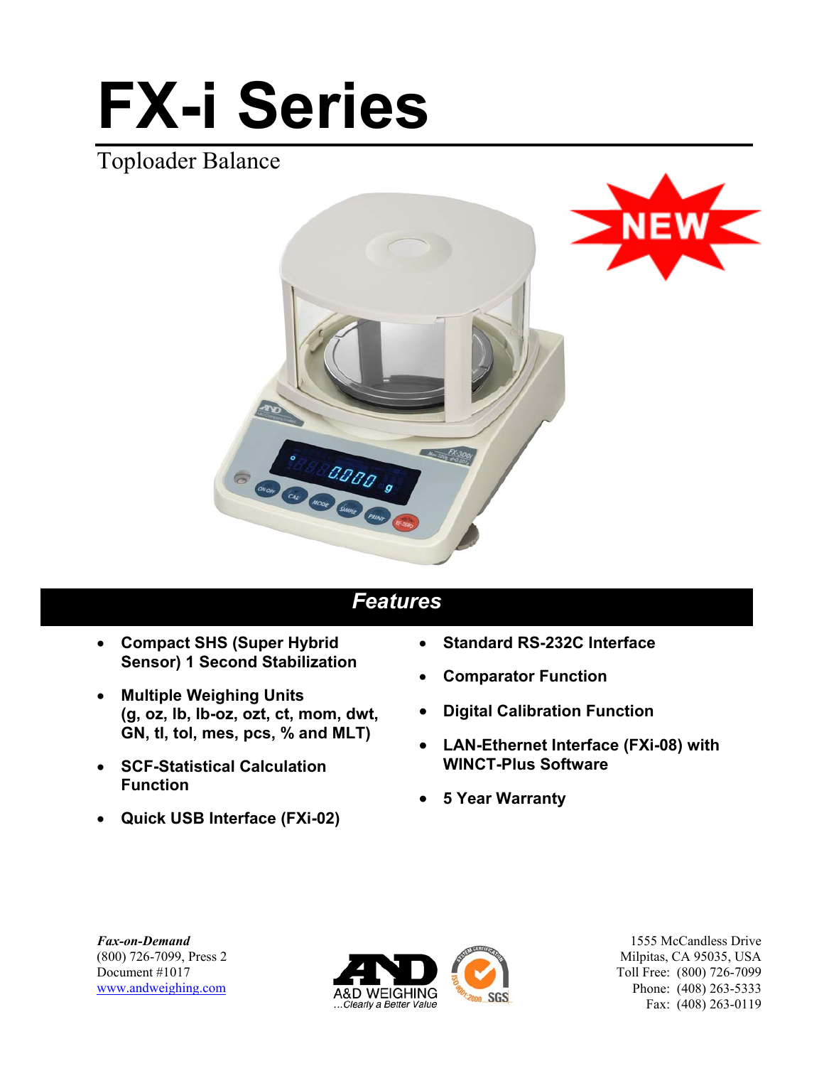# FX-i Series

Toploader Balance

NEW

## Features

- **Compact SHS (Super Hybrid Sensor) 1 Second Stabilization**
- **Multiple Weighing Units (g, oz, lb, lb-oz, ozt, ct, mom, dwt, GN, tl, tol, mes, pcs, % and MLT)**
- **SCF-Statistical Calculation Function**
- **Quick USB Interface (FXi-02)**
- **Standard RS-232C Interface**
- **Comparator Function**
- **Digital Calibration Function**
- **LAN-Ethernet Interface (FXi-08) with WINCT-Plus Software**
- **5 Year Warranty**

***Fax-on-Demand***
(800) 726-7099, Press 2
Document #1017
www.andweighing.com

A&D WEIGHING
...Clearly a Better Value

1555 McCandless Drive
Milpitas, CA 95035, USA
Toll Free: (800) 726-7099
Phone: (408) 263-5333
Fax: (408) 263-0119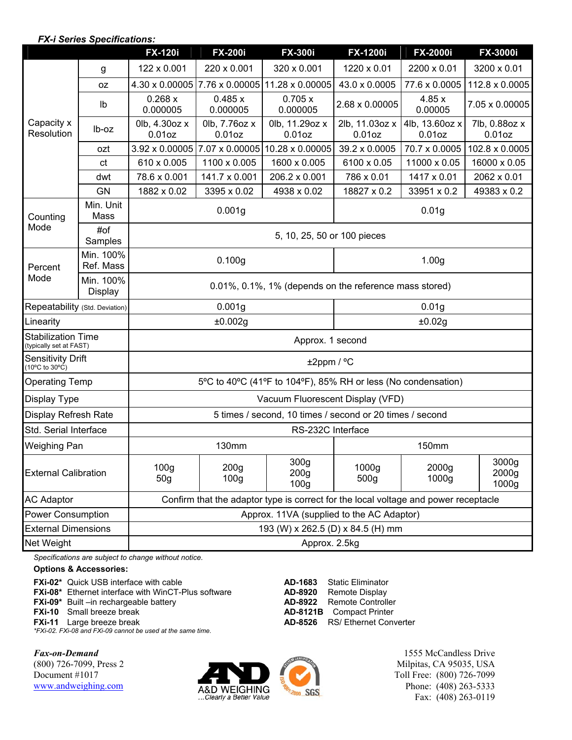### *FX-i Series Specifications:*

| | | FX-120i | FX-200i | FX-300i | FX-1200i | FX-2000i | FX-3000i |
|---|---|---|---|---|---|---|---|
| Capacity x Resolution | g | 122 x 0.001 | 220 x 0.001 | 320 x 0.001 | 1220 x 0.01 | 2200 x 0.01 | 3200 x 0.01 |
| | oz | 4.30 x 0.00005 | 7.76 x 0.00005 | 11.28 x 0.00005 | 43.0 x 0.0005 | 77.6 x 0.0005 | 112.8 x 0.0005 |
| | lb | 0.268 x 0.000005 | 0.485 x 0.000005 | 0.705 x 0.000005 | 2.68 x 0.00005 | 4.85 x 0.00005 | 7.05 x 0.00005 |
| | lb-oz | 0lb, 4.30oz x 0.01oz | 0lb, 7.76oz x 0.01oz | 0lb, 11.29oz x 0.01oz | 2lb, 11.03oz x 0.01oz | 4lb, 13.60oz x 0.01oz | 7lb, 0.88oz x 0.01oz |
| | ozt | 3.92 x 0.00005 | 7.07 x 0.00005 | 10.28 x 0.00005 | 39.2 x 0.0005 | 70.7 x 0.0005 | 102.8 x 0.0005 |
| | ct | 610 x 0.005 | 1100 x 0.005 | 1600 x 0.005 | 6100 x 0.05 | 11000 x 0.05 | 16000 x 0.05 |
| | dwt | 78.6 x 0.001 | 141.7 x 0.001 | 206.2 x 0.001 | 786 x 0.01 | 1417 x 0.01 | 2062 x 0.01 |
| | GN | 1882 x 0.02 | 3395 x 0.02 | 4938 x 0.02 | 18827 x 0.2 | 33951 x 0.2 | 49383 x 0.2 |
| Counting Mode | Min. Unit Mass | 0.001g | | | 0.01g | | |
| | #of Samples | 5, 10, 25, 50 or 100 pieces | | | | | |
| Percent Mode | Min. 100% Ref. Mass | 0.100g | | | 1.00g | | |
| | Min. 100% Display | 0.01%, 0.1%, 1% (depends on the reference mass stored) | | | | | |
| Repeatability (Std. Deviation) | | 0.001g | | | 0.01g | | |
| Linearity | | ±0.002g | | | ±0.02g | | |
| Stabilization Time (typically set at FAST) | | Approx. 1 second | | | | | |
| Sensitivity Drift (10ºC to 30ºC) | | ±2ppm / ºC | | | | | |
| Operating Temp | | 5ºC to 40ºC (41ºF to 104ºF), 85% RH or less (No condensation) | | | | | |
| Display Type | | Vacuum Fluorescent Display (VFD) | | | | | |
| Display Refresh Rate | | 5 times / second, 10 times / second or 20 times / second | | | | | |
| Std. Serial Interface | | RS-232C Interface | | | | | |
| Weighing Pan | | 130mm | | | 150mm | | |
| External Calibration | | 100g 50g | 200g 100g | 300g 200g 100g | 1000g 500g | 2000g 1000g | 3000g 2000g 1000g |
| AC Adaptor | | Confirm that the adaptor type is correct for the local voltage and power receptacle | | | | | |
| Power Consumption | | Approx. 11VA (supplied to the AC Adaptor) | | | | | |
| External Dimensions | | 193 (W) x 262.5 (D) x 84.5 (H) mm | | | | | |
| Net Weight | | Approx. 2.5kg | | | | | |

*Specifications are subject to change without notice.*

**Options & Accessories:**

**FXi-02*** Quick USB interface with cable
**FXi-08*** Ethernet interface with WinCT-Plus software
**FXi-09*** Built –in rechargeable battery
**FXi-10** Small breeze break
**FXi-11** Large breeze break
*\*FXi-02. FXi-08 and FXi-09 cannot be used at the same time.*

**AD-1683** Static Eliminator
**AD-8920** Remote Display
**AD-8922** Remote Controller
**AD-8121B** Compact Printer
**AD-8526** RS/ Ethernet Converter

***Fax-on-Demand***
(800) 726-7099, Press 2
Document #1017
www.andweighing.com

A&D WEIGHING
...Clearly a Better Value

1555 McCandless Drive
Milpitas, CA 95035, USA
Toll Free: (800) 726-7099
Phone: (408) 263-5333
Fax: (408) 263-0119